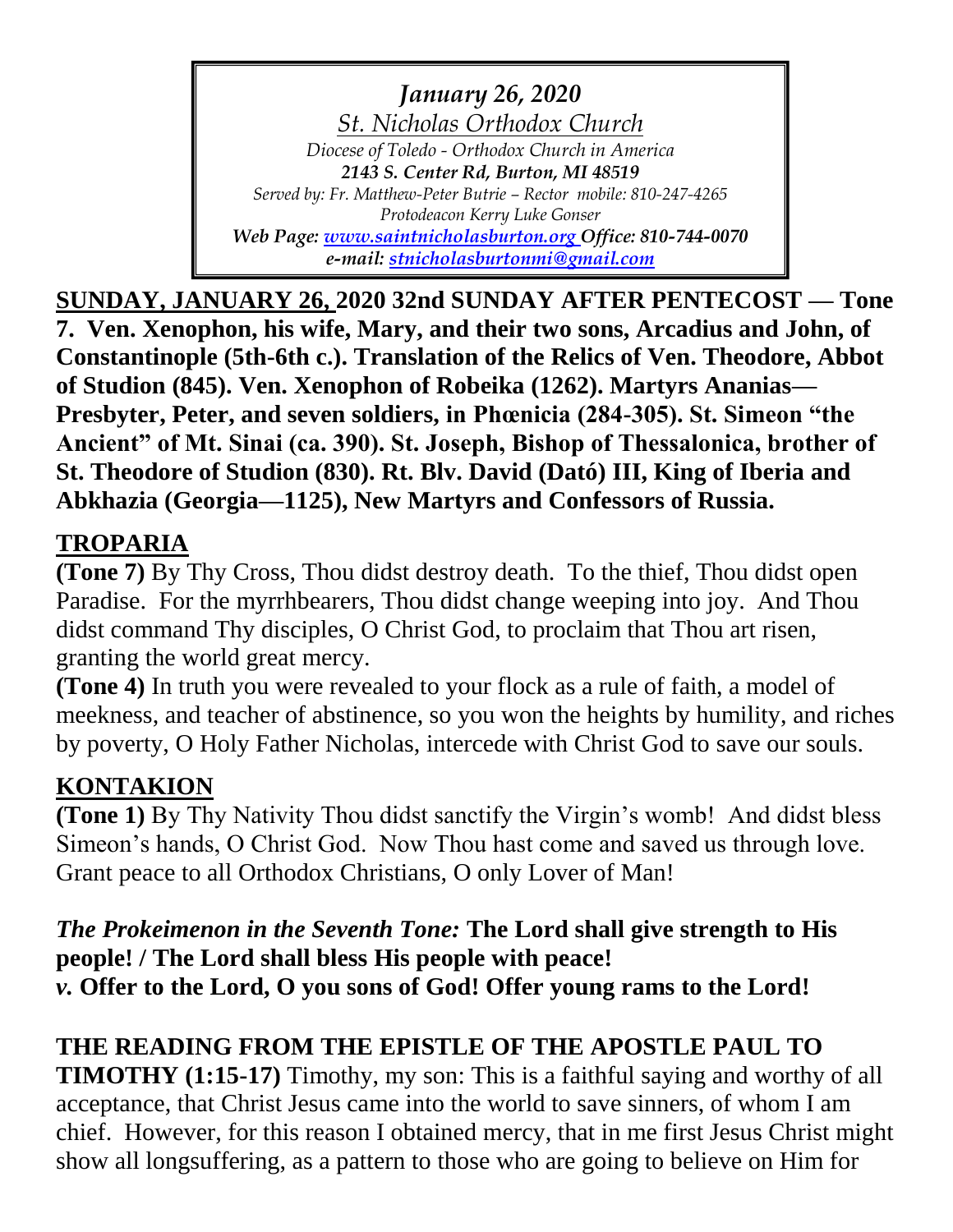*January 26, 2020*

*St. Nicholas Orthodox Church*

*Diocese of Toledo - Orthodox Church in America*

***2143 S. Center Rd, Burton, MI 48519***

*Served by: Fr. Matthew-Peter Butrie – Rector mobile: 810-247-4265*

*Protodeacon Kerry Luke Gonser*

***Web Page: www.saintnicholasburton.org Office: 810-744-0070***

***e-mail: stnicholasburtonmi@gmail.com***

**SUNDAY, JANUARY 26, 2020 32nd SUNDAY AFTER PENTECOST — Tone 7. Ven. Xenophon, his wife, Mary, and their two sons, Arcadius and John, of Constantinople (5th-6th c.). Translation of the Relics of Ven. Theodore, Abbot of Studion (845). Ven. Xenophon of Robeika (1262). Martyrs Ananias—Presbyter, Peter, and seven soldiers, in Phœnicia (284-305). St. Simeon "the Ancient" of Mt. Sinai (ca. 390). St. Joseph, Bishop of Thessalonica, brother of St. Theodore of Studion (830). Rt. Blv. David (Dató) III, King of Iberia and Abkhazia (Georgia—1125), New Martyrs and Confessors of Russia.**

## TROPARIA

**(Tone 7)** By Thy Cross, Thou didst destroy death. To the thief, Thou didst open Paradise. For the myrrhbearers, Thou didst change weeping into joy. And Thou didst command Thy disciples, O Christ God, to proclaim that Thou art risen, granting the world great mercy.

**(Tone 4)** In truth you were revealed to your flock as a rule of faith, a model of meekness, and teacher of abstinence, so you won the heights by humility, and riches by poverty, O Holy Father Nicholas, intercede with Christ God to save our souls.

## KONTAKION

**(Tone 1)** By Thy Nativity Thou didst sanctify the Virgin's womb! And didst bless Simeon's hands, O Christ God. Now Thou hast come and saved us through love. Grant peace to all Orthodox Christians, O only Lover of Man!

***The Prokeimenon in the Seventh Tone:*** **The Lord shall give strength to His people! / The Lord shall bless His people with peace!**

***v.*** **Offer to the Lord, O you sons of God! Offer young rams to the Lord!**

**THE READING FROM THE EPISTLE OF THE APOSTLE PAUL TO TIMOTHY (1:15-17)** Timothy, my son: This is a faithful saying and worthy of all acceptance, that Christ Jesus came into the world to save sinners, of whom I am chief. However, for this reason I obtained mercy, that in me first Jesus Christ might show all longsuffering, as a pattern to those who are going to believe on Him for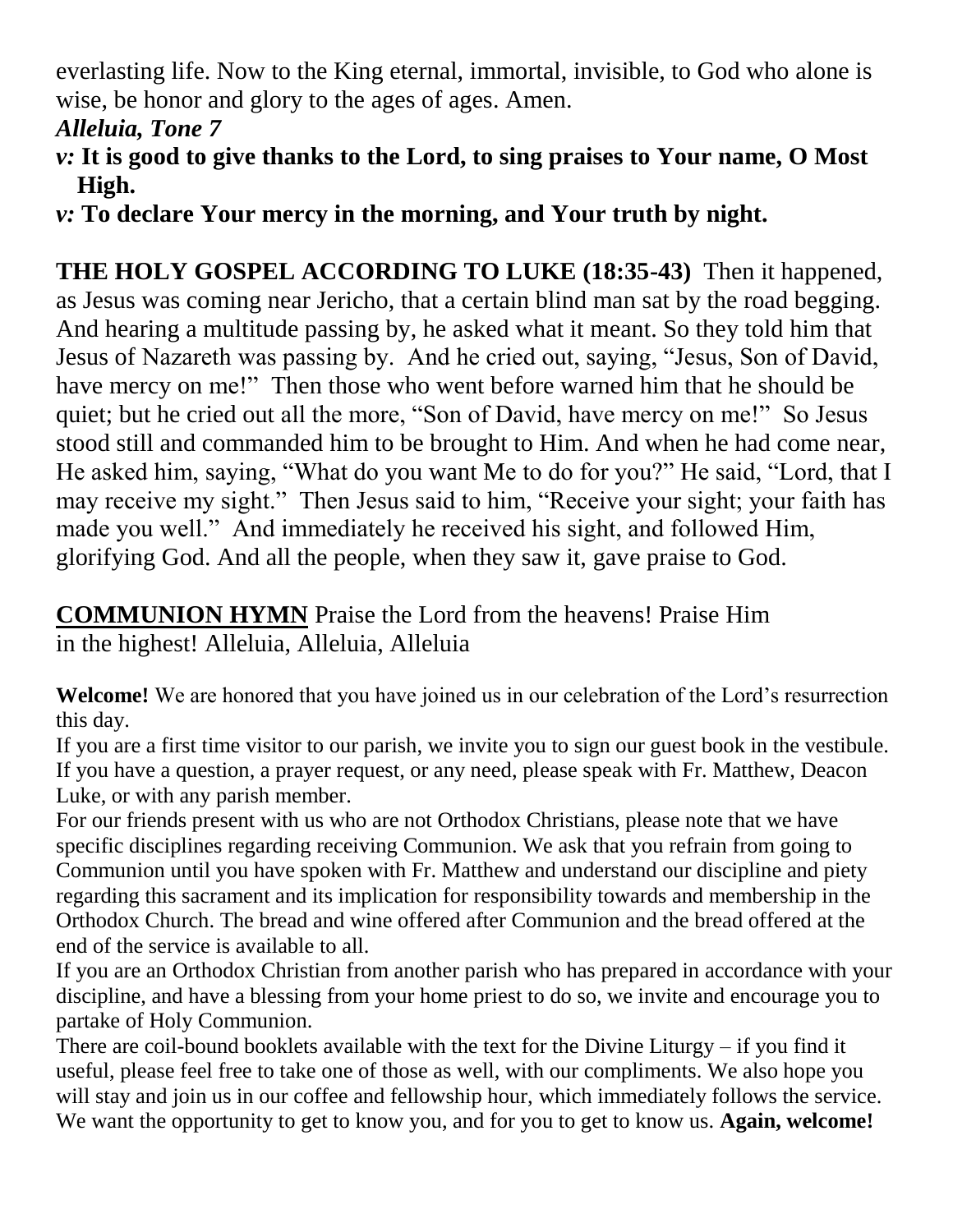everlasting life. Now to the King eternal, immortal, invisible, to God who alone is wise, be honor and glory to the ages of ages. Amen.

***Alleluia, Tone 7***

*v:* **It is good to give thanks to the Lord, to sing praises to Your name, O Most High.**

*v:* **To declare Your mercy in the morning, and Your truth by night.**

**THE HOLY GOSPEL ACCORDING TO LUKE (18:35-43)** Then it happened, as Jesus was coming near Jericho, that a certain blind man sat by the road begging. And hearing a multitude passing by, he asked what it meant. So they told him that Jesus of Nazareth was passing by. And he cried out, saying, "Jesus, Son of David, have mercy on me!" Then those who went before warned him that he should be quiet; but he cried out all the more, "Son of David, have mercy on me!" So Jesus stood still and commanded him to be brought to Him. And when he had come near, He asked him, saying, "What do you want Me to do for you?" He said, "Lord, that I may receive my sight." Then Jesus said to him, "Receive your sight; your faith has made you well." And immediately he received his sight, and followed Him, glorifying God. And all the people, when they saw it, gave praise to God.

**COMMUNION HYMN** Praise the Lord from the heavens! Praise Him in the highest! Alleluia, Alleluia, Alleluia

**Welcome!** We are honored that you have joined us in our celebration of the Lord's resurrection this day.

If you are a first time visitor to our parish, we invite you to sign our guest book in the vestibule. If you have a question, a prayer request, or any need, please speak with Fr. Matthew, Deacon Luke, or with any parish member.

For our friends present with us who are not Orthodox Christians, please note that we have specific disciplines regarding receiving Communion. We ask that you refrain from going to Communion until you have spoken with Fr. Matthew and understand our discipline and piety regarding this sacrament and its implication for responsibility towards and membership in the Orthodox Church. The bread and wine offered after Communion and the bread offered at the end of the service is available to all.

If you are an Orthodox Christian from another parish who has prepared in accordance with your discipline, and have a blessing from your home priest to do so, we invite and encourage you to partake of Holy Communion.

There are coil-bound booklets available with the text for the Divine Liturgy – if you find it useful, please feel free to take one of those as well, with our compliments. We also hope you will stay and join us in our coffee and fellowship hour, which immediately follows the service. We want the opportunity to get to know you, and for you to get to know us. **Again, welcome!**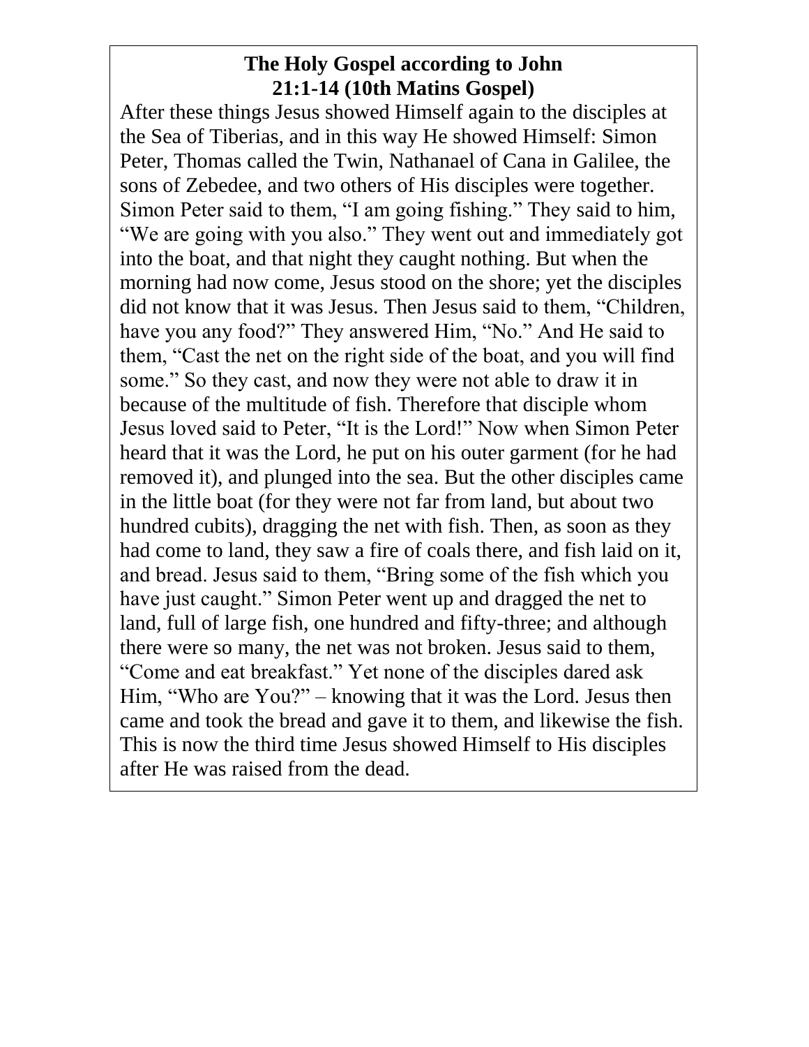**The Holy Gospel according to John**
**21:1-14 (10th Matins Gospel)**

After these things Jesus showed Himself again to the disciples at the Sea of Tiberias, and in this way He showed Himself: Simon Peter, Thomas called the Twin, Nathanael of Cana in Galilee, the sons of Zebedee, and two others of His disciples were together. Simon Peter said to them, “I am going fishing.” They said to him, “We are going with you also.” They went out and immediately got into the boat, and that night they caught nothing. But when the morning had now come, Jesus stood on the shore; yet the disciples did not know that it was Jesus. Then Jesus said to them, “Children, have you any food?” They answered Him, “No.” And He said to them, “Cast the net on the right side of the boat, and you will find some.” So they cast, and now they were not able to draw it in because of the multitude of fish. Therefore that disciple whom Jesus loved said to Peter, “It is the Lord!” Now when Simon Peter heard that it was the Lord, he put on his outer garment (for he had removed it), and plunged into the sea. But the other disciples came in the little boat (for they were not far from land, but about two hundred cubits), dragging the net with fish. Then, as soon as they had come to land, they saw a fire of coals there, and fish laid on it, and bread. Jesus said to them, “Bring some of the fish which you have just caught.” Simon Peter went up and dragged the net to land, full of large fish, one hundred and fifty-three; and although there were so many, the net was not broken. Jesus said to them, “Come and eat breakfast.” Yet none of the disciples dared ask Him, “Who are You?” – knowing that it was the Lord. Jesus then came and took the bread and gave it to them, and likewise the fish. This is now the third time Jesus showed Himself to His disciples after He was raised from the dead.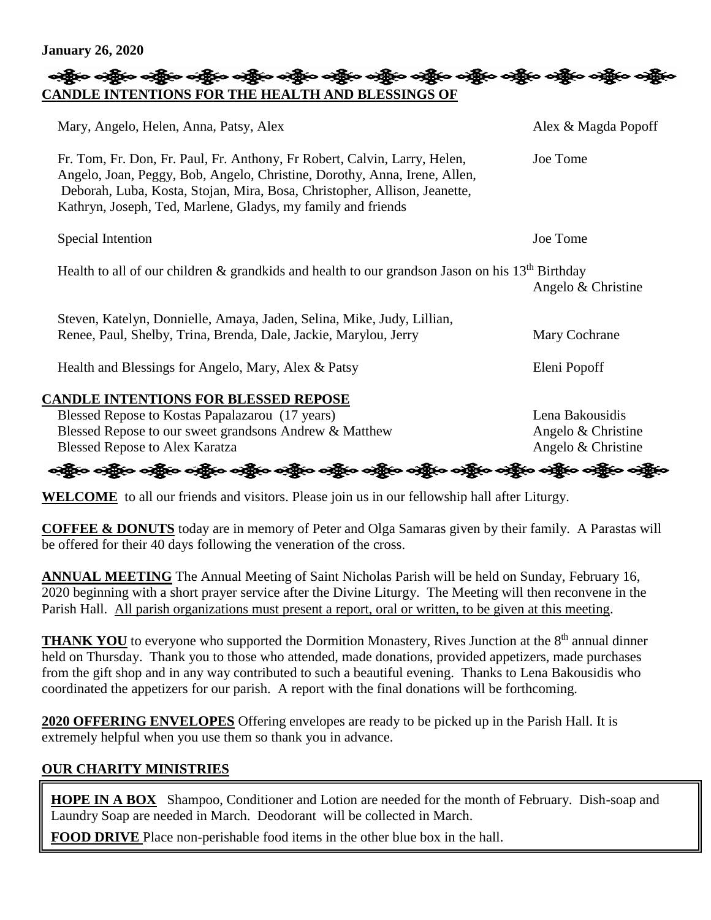**January 26, 2020**

**CANDLE INTENTIONS FOR THE HEALTH AND BLESSINGS OF**

| Intention | Given by |
| --- | --- |
| Mary, Angelo, Helen, Anna, Patsy, Alex | Alex & Magda Popoff |
| Fr. Tom, Fr. Don, Fr. Paul, Fr. Anthony, Fr Robert, Calvin, Larry, Helen, Angelo, Joan, Peggy, Bob, Angelo, Christine, Dorothy, Anna, Irene, Allen, Deborah, Luba, Kosta, Stojan, Mira, Bosa, Christopher, Allison, Jeanette, Kathryn, Joseph, Ted, Marlene, Gladys, my family and friends | Joe Tome |
| Special Intention | Joe Tome |
| Health to all of our children & grandkids and health to our grandson Jason on his 13th Birthday | Angelo & Christine |
| Steven, Katelyn, Donnielle, Amaya, Jaden, Selina, Mike, Judy, Lillian, Renee, Paul, Shelby, Trina, Brenda, Dale, Jackie, Marylou, Jerry | Mary Cochrane |
| Health and Blessings for Angelo, Mary, Alex & Patsy | Eleni Popoff |

**CANDLE INTENTIONS FOR BLESSED REPOSE**

| Intention | Given by |
| --- | --- |
| Blessed Repose to Kostas Papalazarou (17 years) | Lena Bakousidis |
| Blessed Repose to our sweet grandsons Andrew & Matthew | Angelo & Christine |
| Blessed Repose to Alex Karatza | Angelo & Christine |

**WELCOME** to all our friends and visitors. Please join us in our fellowship hall after Liturgy.

**COFFEE & DONUTS** today are in memory of Peter and Olga Samaras given by their family. A Parastas will be offered for their 40 days following the veneration of the cross.

**ANNUAL MEETING** The Annual Meeting of Saint Nicholas Parish will be held on Sunday, February 16, 2020 beginning with a short prayer service after the Divine Liturgy. The Meeting will then reconvene in the Parish Hall. All parish organizations must present a report, oral or written, to be given at this meeting.

**THANK YOU** to everyone who supported the Dormition Monastery, Rives Junction at the 8th annual dinner held on Thursday. Thank you to those who attended, made donations, provided appetizers, made purchases from the gift shop and in any way contributed to such a beautiful evening. Thanks to Lena Bakousidis who coordinated the appetizers for our parish. A report with the final donations will be forthcoming.

**2020 OFFERING ENVELOPES** Offering envelopes are ready to be picked up in the Parish Hall. It is extremely helpful when you use them so thank you in advance.

## OUR CHARITY MINISTRIES

**HOPE IN A BOX** Shampoo, Conditioner and Lotion are needed for the month of February. Dish-soap and Laundry Soap are needed in March. Deodorant will be collected in March.

**FOOD DRIVE** Place non-perishable food items in the other blue box in the hall.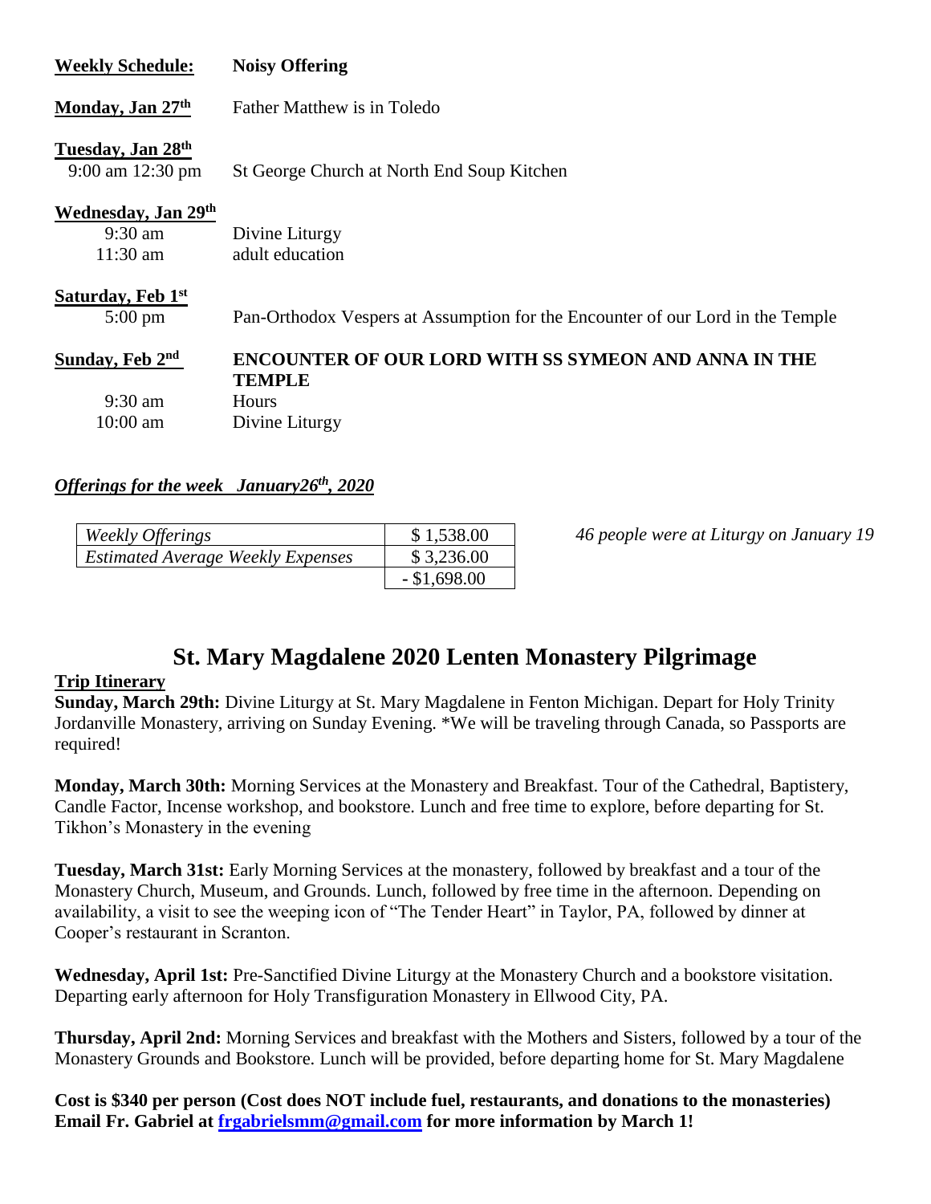| | |
|---|---|
| **Weekly Schedule:** | **Noisy Offering** |
| **Monday, Jan 27th** | Father Matthew is in Toledo |
| **Tuesday, Jan 28th** | |
| 9:00 am 12:30 pm | St George Church at North End Soup Kitchen |
| **Wednesday, Jan 29th** | |
| 9:30 am | Divine Liturgy |
| 11:30 am | adult education |
| **Saturday, Feb 1st** | |
| 5:00 pm | Pan-Orthodox Vespers at Assumption for the Encounter of our Lord in the Temple |
| **Sunday, Feb 2nd** | **ENCOUNTER OF OUR LORD WITH SS SYMEON AND ANNA IN THE TEMPLE** |
| 9:30 am | Hours |
| 10:00 am | Divine Liturgy |

***Offerings for the week January26th, 2020***

| | |
|---|---|
| *Weekly Offerings* | $ 1,538.00 |
| *Estimated Average Weekly Expenses* | $ 3,236.00 |
| | - $1,698.00 |

*46 people were at Liturgy on January 19*

# St. Mary Magdalene 2020 Lenten Monastery Pilgrimage

**Trip Itinerary**

**Sunday, March 29th:** Divine Liturgy at St. Mary Magdalene in Fenton Michigan. Depart for Holy Trinity Jordanville Monastery, arriving on Sunday Evening. *We will be traveling through Canada, so Passports are required!

**Monday, March 30th:** Morning Services at the Monastery and Breakfast. Tour of the Cathedral, Baptistery, Candle Factor, Incense workshop, and bookstore. Lunch and free time to explore, before departing for St. Tikhon's Monastery in the evening

**Tuesday, March 31st:** Early Morning Services at the monastery, followed by breakfast and a tour of the Monastery Church, Museum, and Grounds. Lunch, followed by free time in the afternoon. Depending on availability, a visit to see the weeping icon of "The Tender Heart" in Taylor, PA, followed by dinner at Cooper's restaurant in Scranton.

**Wednesday, April 1st:** Pre-Sanctified Divine Liturgy at the Monastery Church and a bookstore visitation. Departing early afternoon for Holy Transfiguration Monastery in Ellwood City, PA.

**Thursday, April 2nd:** Morning Services and breakfast with the Mothers and Sisters, followed by a tour of the Monastery Grounds and Bookstore. Lunch will be provided, before departing home for St. Mary Magdalene

**Cost is $340 per person (Cost does NOT include fuel, restaurants, and donations to the monasteries)**
**Email Fr. Gabriel at frgabrielsmm@gmail.com for more information by March 1!**